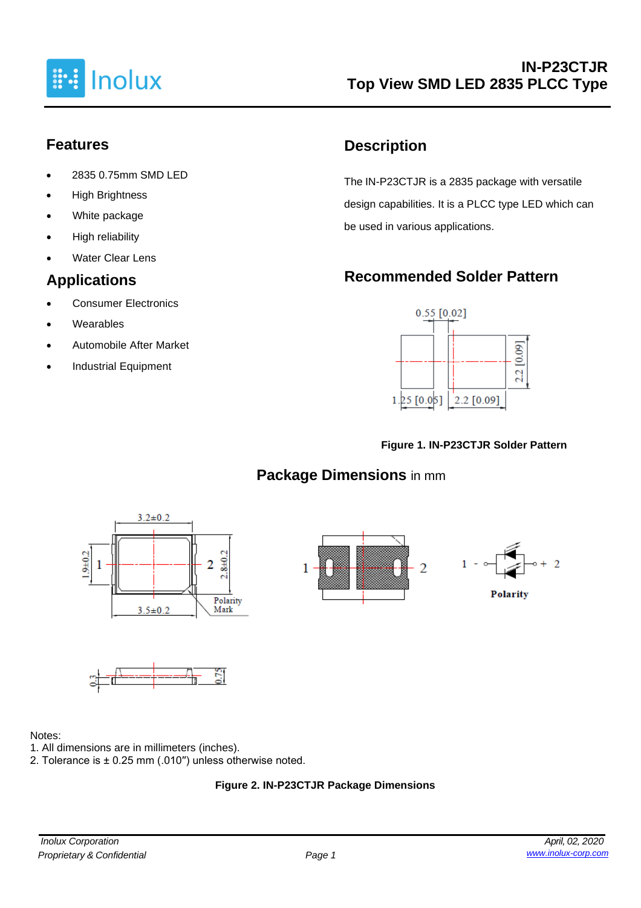# IN-P23CTJR
## Top View SMD LED 2835 PLCC Type

## Features

- 2835 0.75mm SMD LED
- High Brightness
- White package
- High reliability
- Water Clear Lens

## Applications

- Consumer Electronics
- Wearables
- Automobile After Market
- Industrial Equipment

## Description

The IN-P23CTJR is a 2835 package with versatile design capabilities. It is a PLCC type LED which can be used in various applications.

## Recommended Solder Pattern

0.55 [0.02]

2.2 [0.09]

1.25 [0.05]   2.2 [0.09]

**Figure 1. IN-P23CTJR Solder Pattern**

## Package Dimensions in mm

3.2±0.2

1.9±0.2   1   2   2.8±0.2

3.5±0.2

Polarity Mark

1   2

1 - + 2

**Polarity**

0.3   0.75

Notes:
1. All dimensions are in millimeters (inches).
2. Tolerance is ± 0.25 mm (.010″) unless otherwise noted.

**Figure 2. IN-P23CTJR Package Dimensions**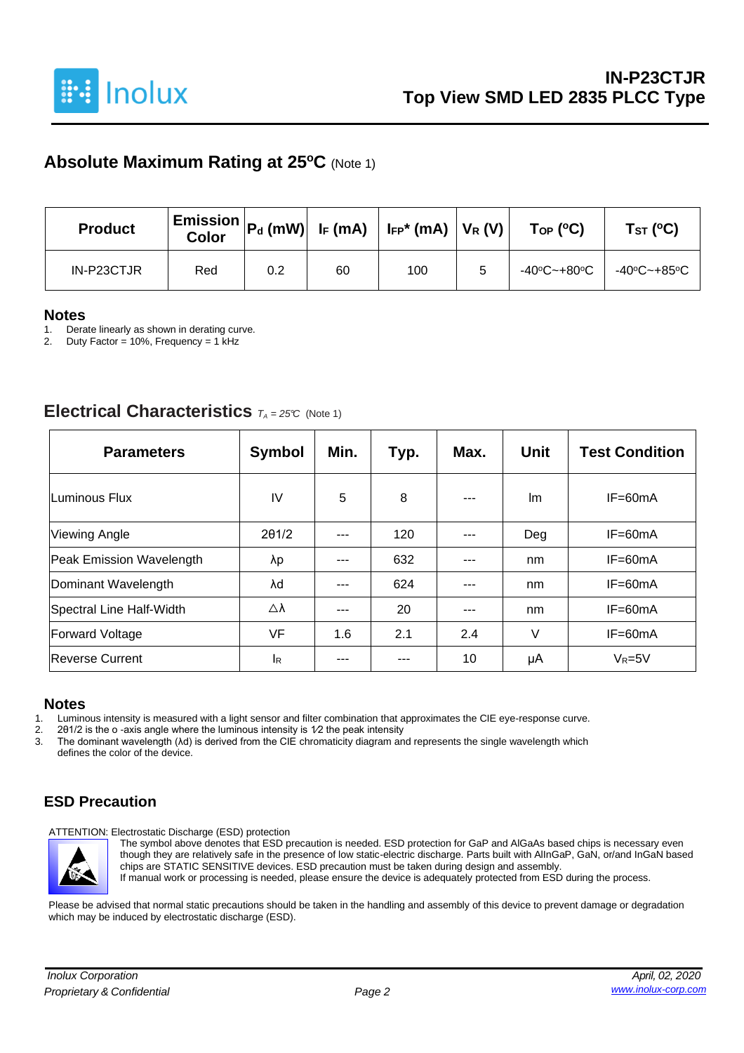## Absolute Maximum Rating at 25ºC (Note 1)

| Product | Emission Color | $P_d$ (mW) | $I_F$ (mA) | $I_{FP}$* (mA) | $V_R$ (V) | $T_{OP}$ (ºC) | $T_{ST}$ (ºC) |
|---|---|---|---|---|---|---|---|
| IN-P23CTJR | Red | 0.2 | 60 | 100 | 5 | -40ºC~+80ºC | -40ºC~+85ºC |

### Notes

1. Derate linearly as shown in derating curve.
2. Duty Factor = 10%, Frequency = 1 kHz

## Electrical Characteristics $T_A = 25℃$ (Note 1)

| Parameters | Symbol | Min. | Typ. | Max. | Unit | Test Condition |
|---|---|---|---|---|---|---|
| Luminous Flux | IV | 5 | 8 | --- | lm | IF=60mA |
| Viewing Angle | 2θ1/2 | --- | 120 | --- | Deg | IF=60mA |
| Peak Emission Wavelength | λp | --- | 632 | --- | nm | IF=60mA |
| Dominant Wavelength | λd | --- | 624 | --- | nm | IF=60mA |
| Spectral Line Half-Width | △λ | --- | 20 | --- | nm | IF=60mA |
| Forward Voltage | VF | 1.6 | 2.1 | 2.4 | V | IF=60mA |
| Reverse Current | $I_R$ | --- | --- | 10 | μA | $V_R$=5V |

### Notes

1. Luminous intensity is measured with a light sensor and filter combination that approximates the CIE eye-response curve.
2. 2θ1/2 is the o -axis angle where the luminous intensity is 1⁄2 the peak intensity
3. The dominant wavelength (λd) is derived from the CIE chromaticity diagram and represents the single wavelength which defines the color of the device.

### ESD Precaution

ATTENTION: Electrostatic Discharge (ESD) protection

The symbol above denotes that ESD precaution is needed. ESD protection for GaP and AlGaAs based chips is necessary even though they are relatively safe in the presence of low static-electric discharge. Parts built with AlInGaP, GaN, or/and InGaN based chips are STATIC SENSITIVE devices. ESD precaution must be taken during design and assembly.
If manual work or processing is needed, please ensure the device is adequately protected from ESD during the process.

Please be advised that normal static precautions should be taken in the handling and assembly of this device to prevent damage or degradation which may be induced by electrostatic discharge (ESD).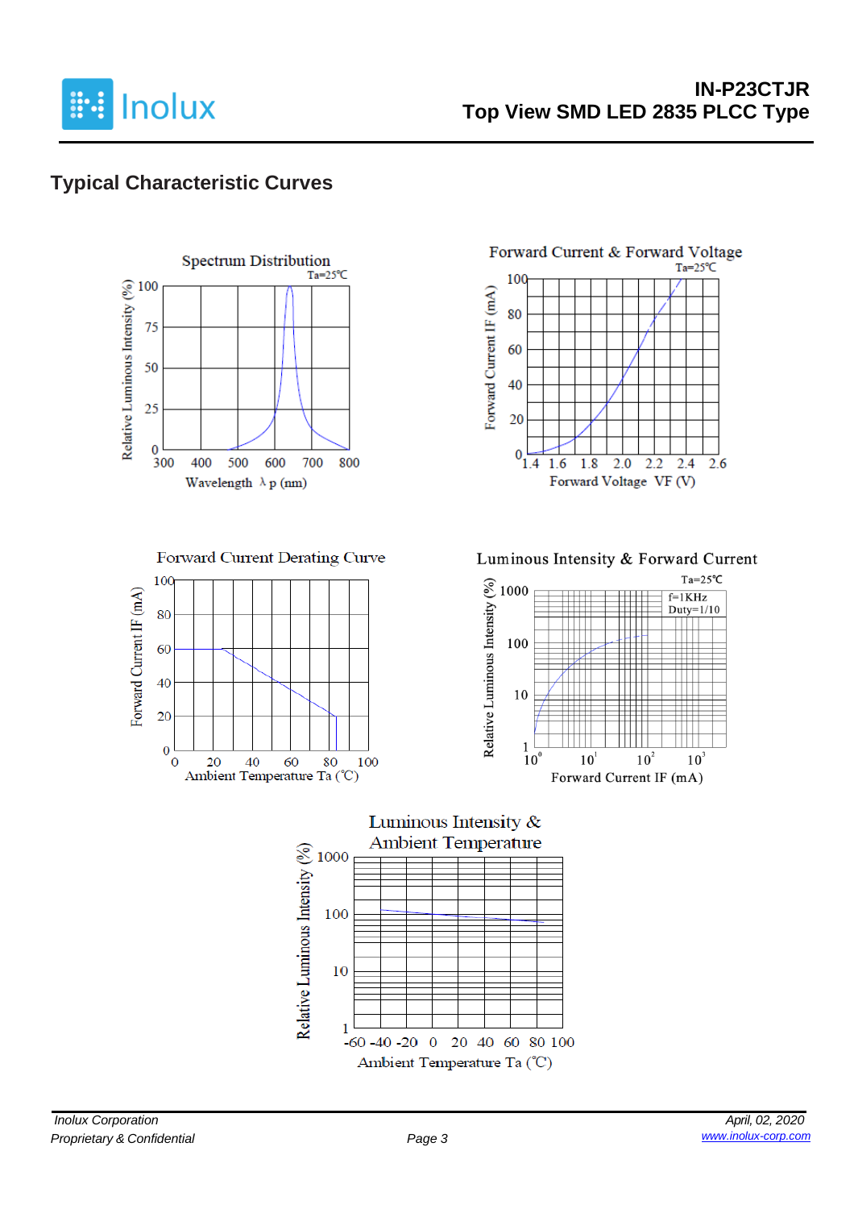## Typical Characteristic Curves

Spectrum Distribution

Ta=25℃

Relative Luminous Intensity (%)

Wavelength λp (nm)

Forward Current & Forward Voltage

Ta=25℃

Forward Current IF (mA)

Forward Voltage VF (V)

Forward Current Derating Curve

Forward Current IF (mA)

Ambient Temperature Ta (℃)

Luminous Intensity & Forward Current

Ta=25℃

f=1KHz
Duty=1/10

Relative Luminous Intensity (%)

Forward Current IF (mA)

Luminous Intensity & Ambient Temperature

Relative Luminous Intensity (%)

Ambient Temperature Ta (℃)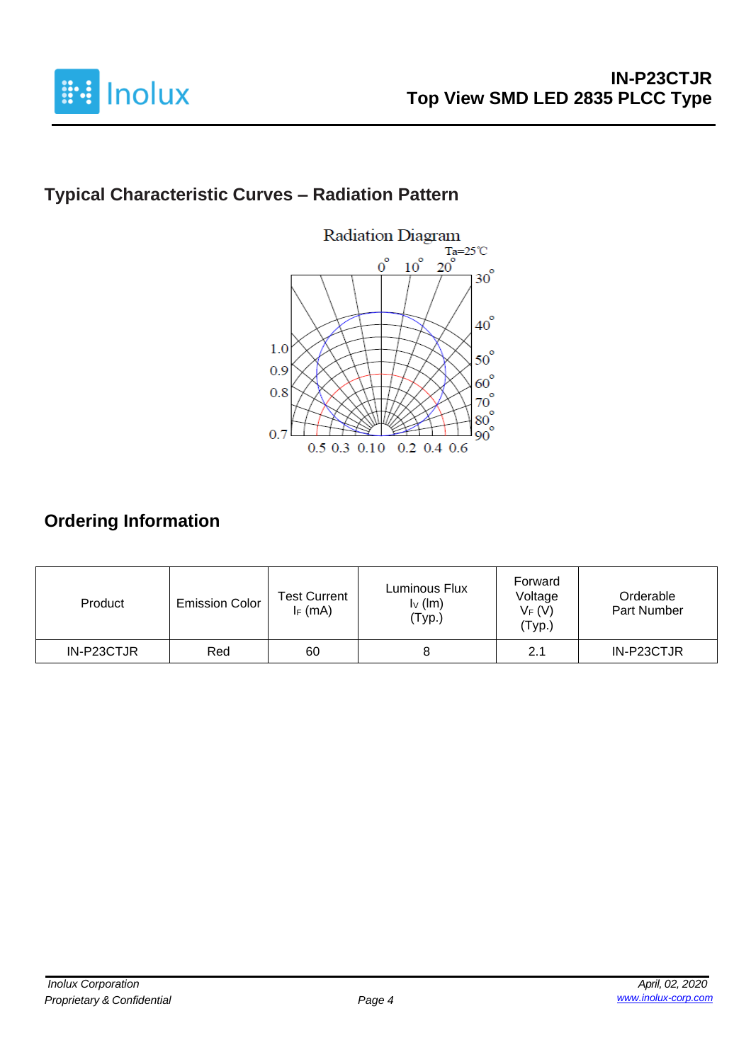## Typical Characteristic Curves – Radiation Pattern

## Ordering Information

| Product | Emission Color | Test Current $I_F$ (mA) | Luminous Flux $I_V$ (lm) (Typ.) | Forward Voltage $V_F$ (V) (Typ.) | Orderable Part Number |
|---|---|---|---|---|---|
| IN-P23CTJR | Red | 60 | 8 | 2.1 | IN-P23CTJR |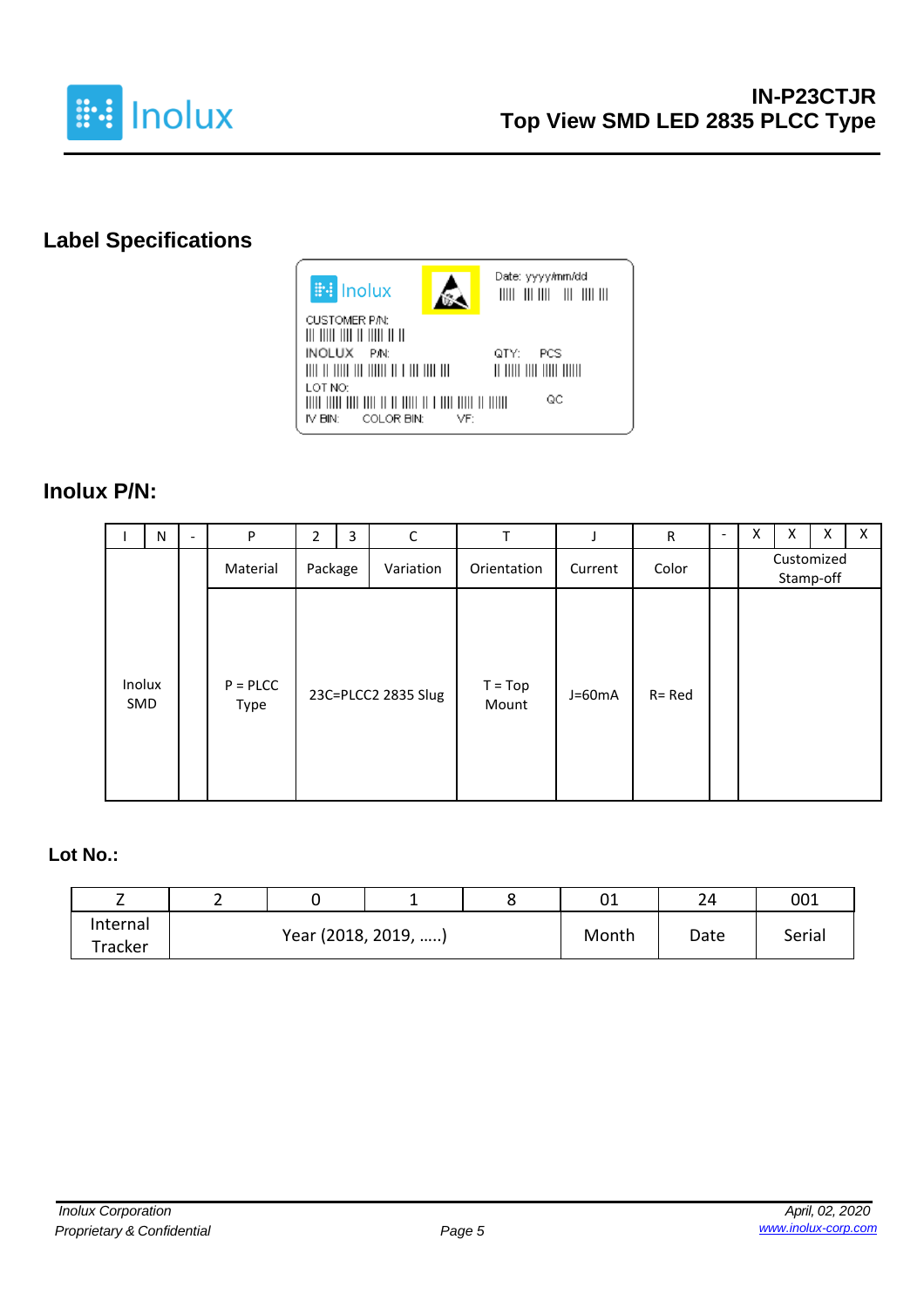## Label Specifications

Inolux

CUSTOMER P/N:

INOLUX P/N:

LOT NO:

IV BIN: COLOR BIN: VF:

Date: yyyy/mm/dd

QTY: PCS

QC

## Inolux P/N:

| I | N | - | P | 2 | 3 | C | T | J | R | - | X | X | X | X |
|---|---|---|---|---|---|---|---|---|---|---|---|---|---|---|
| | | | Material | Package | | Variation | Orientation | Current | Color | | Customized Stamp-off | | | |
| Inolux SMD | | | P = PLCC Type | 23C=PLCC2 2835 Slug | | | T = Top Mount | J=60mA | R= Red | | | | | |

## Lot No.:

| Z | 2 | 0 | 1 | 8 | 01 | 24 | 001 |
|---|---|---|---|---|---|---|---|
| Internal Tracker | Year (2018, 2019, …..) | | | | Month | Date | Serial |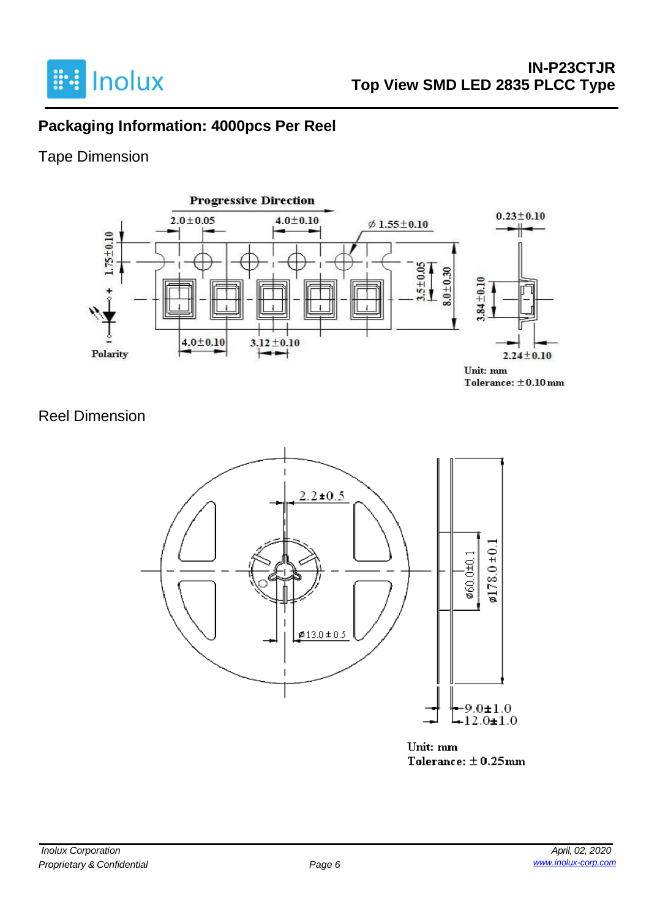## Packaging Information: 4000pcs Per Reel

### Tape Dimension

Progressive Direction

2.0±0.05 4.0±0.10 ∅1.55±0.10 0.23±0.10

1.75±0.10 3.5±0.05 8.0±0.30 3.84±0.10

Polarity 4.0±0.10 3.12±0.10 2.24±0.10

Unit: mm
Tolerance: ±0.10mm

### Reel Dimension

2.2±0.5 ∅13.0±0.5 ∅60.0±0.1 ∅178.0±0.1 9.0±1.0 12.0±1.0

Unit: mm
Tolerance: ± 0.25mm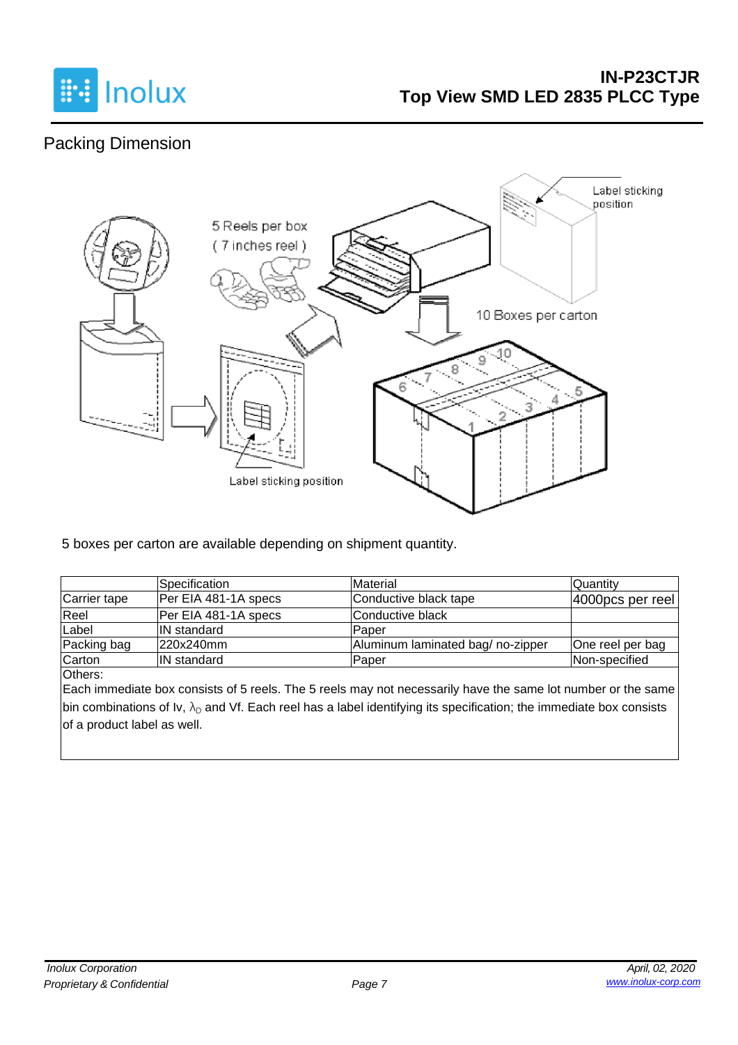## Packing Dimension

5 boxes per carton are available depending on shipment quantity.

| | Specification | Material | Quantity |
|---|---|---|---|
| Carrier tape | Per EIA 481-1A specs | Conductive black tape | 4000pcs per reel |
| Reel | Per EIA 481-1A specs | Conductive black | |
| Label | IN standard | Paper | |
| Packing bag | 220x240mm | Aluminum laminated bag/ no-zipper | One reel per bag |
| Carton | IN standard | Paper | Non-specified |

Others:
Each immediate box consists of 5 reels. The 5 reels may not necessarily have the same lot number or the same bin combinations of Iv, $\lambda_D$ and Vf. Each reel has a label identifying its specification; the immediate box consists of a product label as well.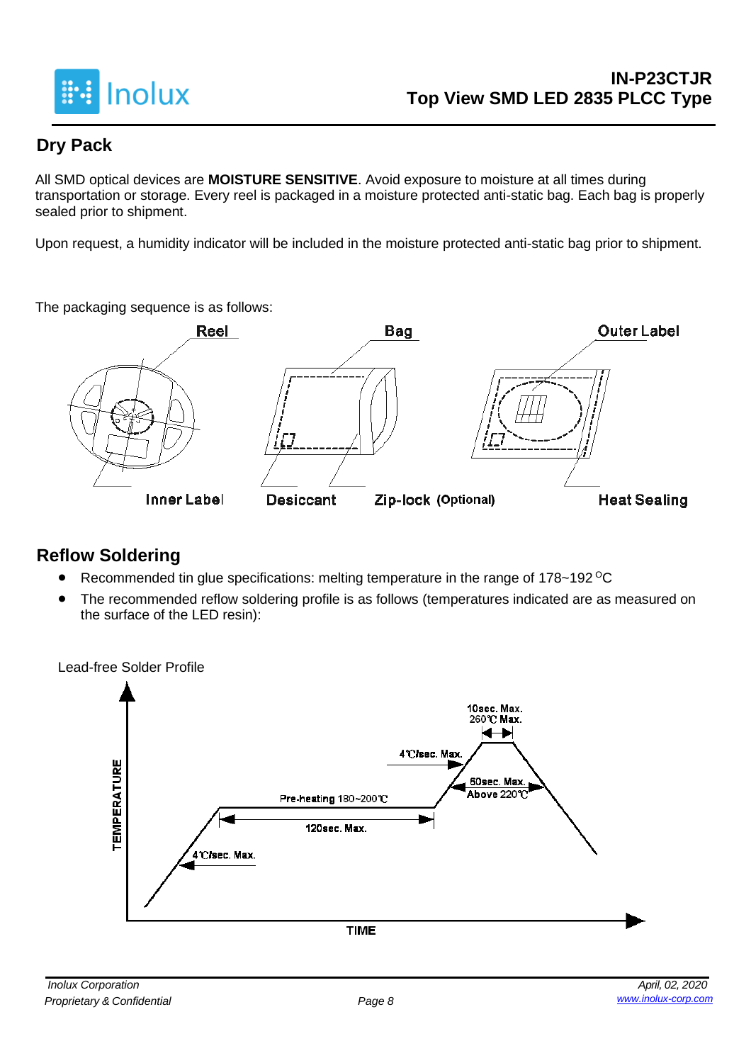## Dry Pack

All SMD optical devices are **MOISTURE SENSITIVE**. Avoid exposure to moisture at all times during transportation or storage. Every reel is packaged in a moisture protected anti-static bag. Each bag is properly sealed prior to shipment.

Upon request, a humidity indicator will be included in the moisture protected anti-static bag prior to shipment.

The packaging sequence is as follows:

Reel · Bag · Outer Label · Inner Label · Desiccant · Zip-lock (Optional) · Heat Sealing

## Reflow Soldering

- Recommended tin glue specifications: melting temperature in the range of 178~192 °C
- The recommended reflow soldering profile is as follows (temperatures indicated are as measured on the surface of the LED resin):

Lead-free Solder Profile

TEMPERATURE · TIME · 4℃/sec. Max. · Pre-heating 180~200℃ · 120sec. Max. · 4℃/sec. Max. · 10sec. Max. 260℃ Max. · 60sec. Max. Above 220℃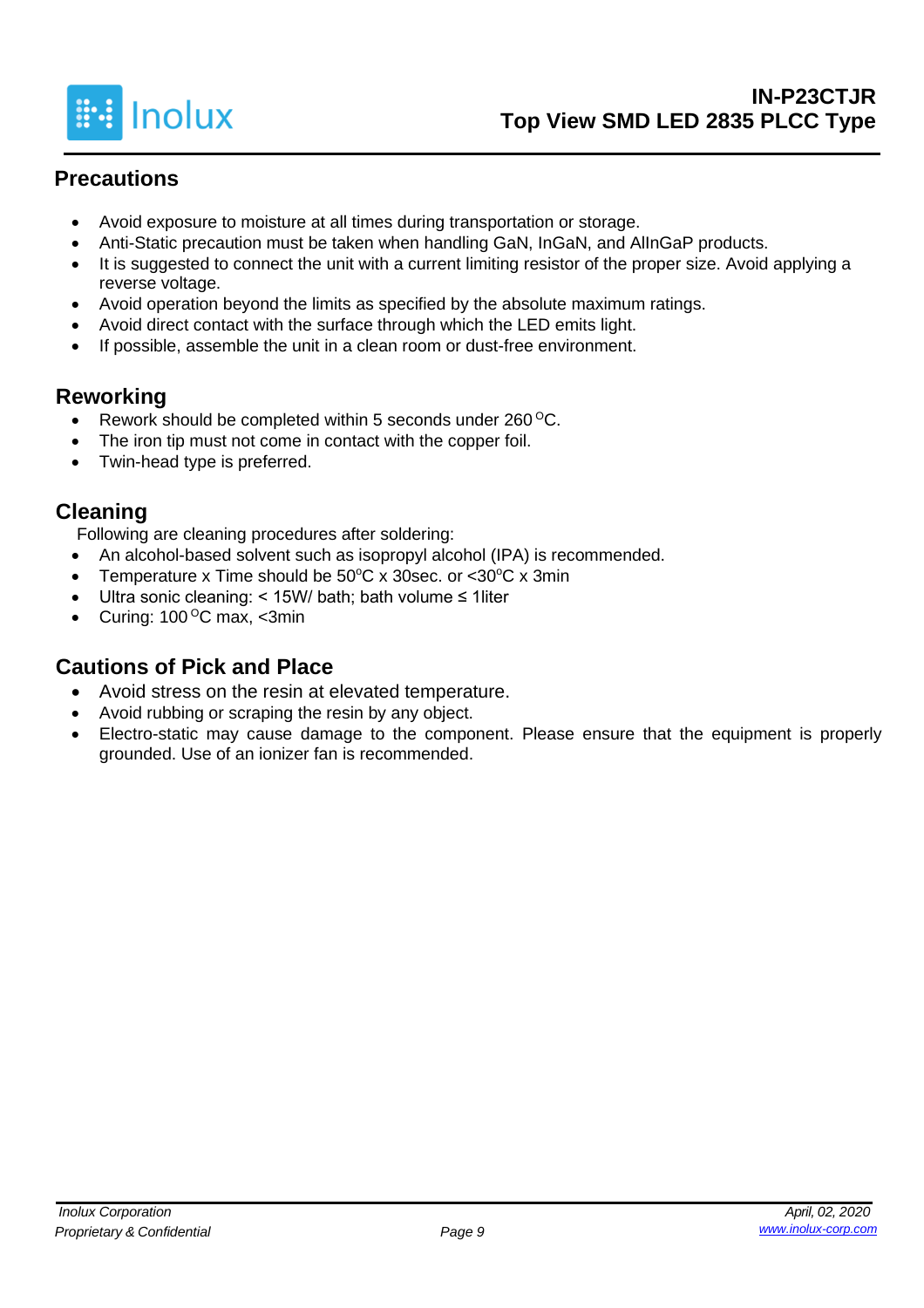## Precautions

- Avoid exposure to moisture at all times during transportation or storage.
- Anti-Static precaution must be taken when handling GaN, InGaN, and AlInGaP products.
- It is suggested to connect the unit with a current limiting resistor of the proper size. Avoid applying a reverse voltage.
- Avoid operation beyond the limits as specified by the absolute maximum ratings.
- Avoid direct contact with the surface through which the LED emits light.
- If possible, assemble the unit in a clean room or dust-free environment.

## Reworking

- Rework should be completed within 5 seconds under 260 $^{O}$C.
- The iron tip must not come in contact with the copper foil.
- Twin-head type is preferred.

## Cleaning

Following are cleaning procedures after soldering:

- An alcohol-based solvent such as isopropyl alcohol (IPA) is recommended.
- Temperature x Time should be 50$^{o}$C x 30sec. or <30$^{o}$C x 3min
- Ultra sonic cleaning: < 15W/ bath; bath volume ≤ 1liter
- Curing: 100 $^{O}$C max, <3min

## Cautions of Pick and Place

- Avoid stress on the resin at elevated temperature.
- Avoid rubbing or scraping the resin by any object.
- Electro-static may cause damage to the component. Please ensure that the equipment is properly grounded. Use of an ionizer fan is recommended.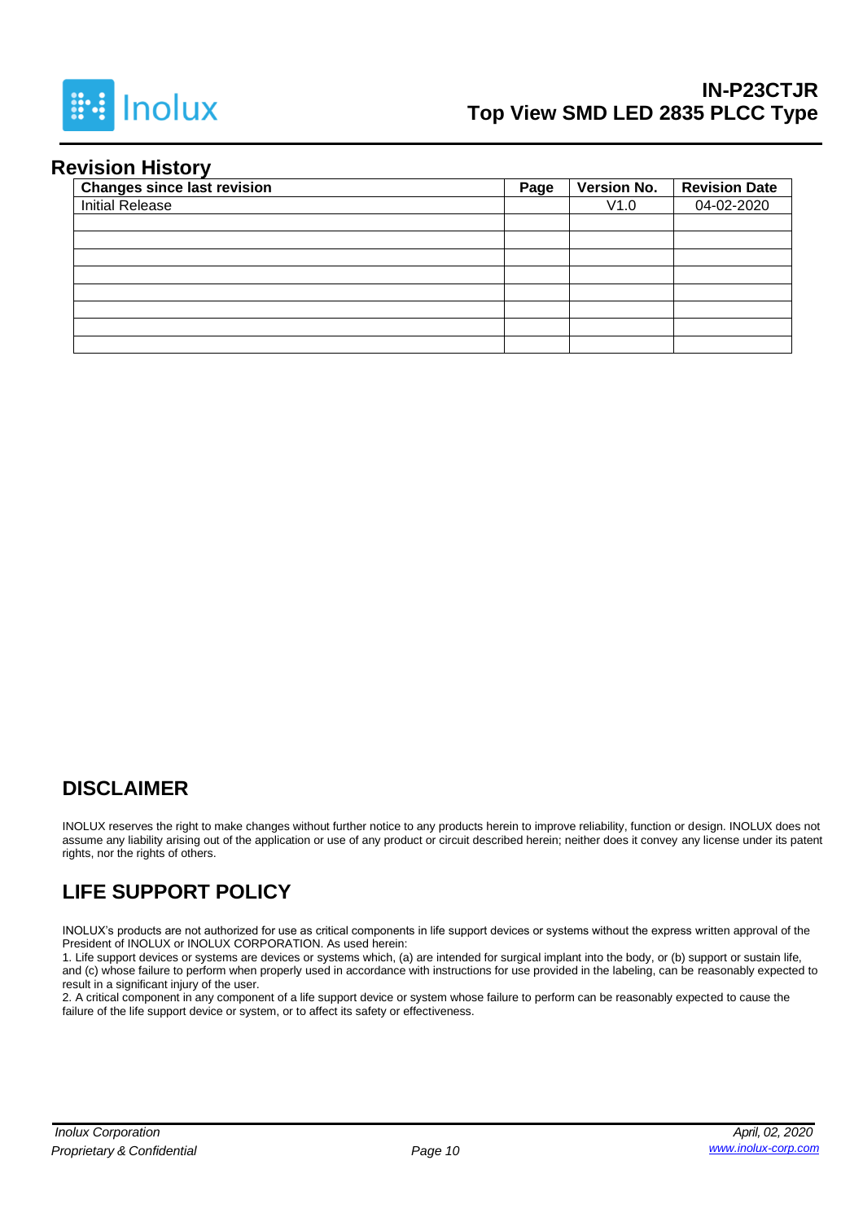## Revision History

| Changes since last revision | Page | Version No. | Revision Date |
|---|---|---|---|
| Initial Release | | V1.0 | 04-02-2020 |
| | | | |
| | | | |
| | | | |
| | | | |
| | | | |
| | | | |
| | | | |
| | | | |

## DISCLAIMER

INOLUX reserves the right to make changes without further notice to any products herein to improve reliability, function or design. INOLUX does not assume any liability arising out of the application or use of any product or circuit described herein; neither does it convey any license under its patent rights, nor the rights of others.

## LIFE SUPPORT POLICY

INOLUX's products are not authorized for use as critical components in life support devices or systems without the express written approval of the President of INOLUX or INOLUX CORPORATION. As used herein:

1. Life support devices or systems are devices or systems which, (a) are intended for surgical implant into the body, or (b) support or sustain life, and (c) whose failure to perform when properly used in accordance with instructions for use provided in the labeling, can be reasonably expected to result in a significant injury of the user.
2. A critical component in any component of a life support device or system whose failure to perform can be reasonably expected to cause the failure of the life support device or system, or to affect its safety or effectiveness.